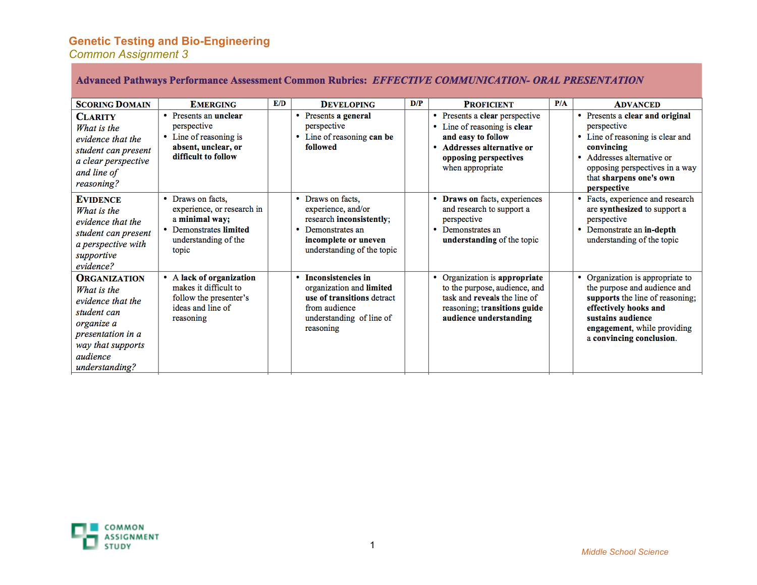# Genetic Testing and Bio-Engineering

*Common Assignment 3*

| **Advanced Pathways Performance Assessment Common Rubrics:** ***EFFECTIVE COMMUNICATION- ORAL PRESENTATION*** | | | | | | | |
|---|---|---|---|---|---|---|---|
| **SCORING DOMAIN** | **EMERGING** | **E/D** | **DEVELOPING** | **D/P** | **PROFICIENT** | **P/A** | **ADVANCED** |
| **CLARITY** *What is the evidence that the student can present a clear perspective and line of reasoning?* | • Presents an **unclear** perspective • Line of reasoning is **absent, unclear, or difficult to follow** | | • Presents **a general** perspective • Line of reasoning **can be followed** | | • Presents a **clear** perspective • Line of reasoning is **clear and easy to follow** • **Addresses alternative or opposing perspectives** when appropriate | | • Presents a **clear and original** perspective • Line of reasoning is clear and **convincing** • Addresses alternative or opposing perspectives in a way that **sharpens one's own perspective** |
| **EVIDENCE** *What is the evidence that the student can present a perspective with supportive evidence?* | • Draws on facts, experience, or research in a **minimal way;** • Demonstrates **limited** understanding of the topic | | • Draws on facts, experience, and/or research **inconsistently**; • Demonstrates an **incomplete or uneven** understanding of the topic | | • **Draws on** facts, experiences and research to support a perspective • Demonstrates an **understanding** of the topic | | • Facts, experience and research are **synthesized** to support a perspective • Demonstrate an **in-depth** understanding of the topic |
| **ORGANIZATION** *What is the evidence that the student can organize a presentation in a way that supports audience understanding?* | • **A lack of organization** makes it difficult to follow the presenter's ideas and line of reasoning | | • **Inconsistencies in** organization and **limited use of transitions** detract from audience understanding of line of reasoning | | • Organization is **appropriate** to the purpose, audience, and task and **reveals** the line of reasoning; **transitions guide audience understanding** | | • Organization is appropriate to the purpose and audience and **supports** the line of reasoning; **effectively hooks and sustains audience engagement**, while providing a **convincing conclusion**. |

COMMON ASSIGNMENT STUDY

Middle School Science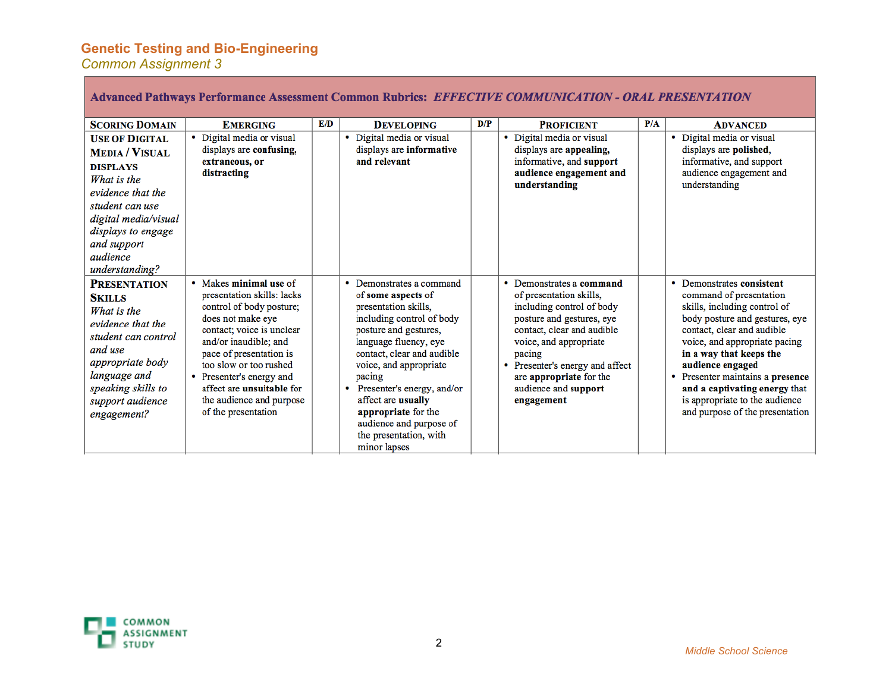Genetic Testing and Bio-Engineering
*Common Assignment 3*

| **Advanced Pathways Performance Assessment Common Rubrics:** ***EFFECTIVE COMMUNICATION - ORAL PRESENTATION*** | | | | | | | |
|---|---|---|---|---|---|---|---|
| **SCORING DOMAIN** | **EMERGING** | **E/D** | **DEVELOPING** | **D/P** | **PROFICIENT** | **P/A** | **ADVANCED** |
| **USE OF DIGITAL MEDIA / VISUAL DISPLAYS** *What is the evidence that the student can use digital media/visual displays to engage and support audience understanding?* | • Digital media or visual displays are **confusing, extraneous, or distracting** | | • Digital media or visual displays are **informative and relevant** | | • Digital media or visual displays are **appealing,** informative, and **support audience engagement and understanding** | | • Digital media or visual displays are **polished,** informative, and support audience engagement and understanding |
| **PRESENTATION SKILLS** *What is the evidence that the student can control and use appropriate body language and speaking skills to support audience engagement?* | • Makes **minimal use** of presentation skills: lacks control of body posture; does not make eye contact; voice is unclear and/or inaudible; and pace of presentation is too slow or too rushed<br>• Presenter's energy and affect are **unsuitable** for the audience and purpose of the presentation | | • Demonstrates a command of **some aspects** of presentation skills, including control of body posture and gestures, language fluency, eye contact, clear and audible voice, and appropriate pacing<br>• Presenter's energy, and/or affect are **usually appropriate** for the audience and purpose of the presentation, with minor lapses | | • Demonstrates a **command** of presentation skills, including control of body posture and gestures, eye contact, clear and audible voice, and appropriate pacing<br>• Presenter's energy and affect are **appropriate** for the audience and **support engagement** | | • Demonstrates **consistent** command of presentation skills, including control of body posture and gestures, eye contact, clear and audible voice, and appropriate pacing **in a way that keeps the audience engaged**<br>• Presenter maintains a **presence and a captivating energy** that is appropriate to the audience and purpose of the presentation |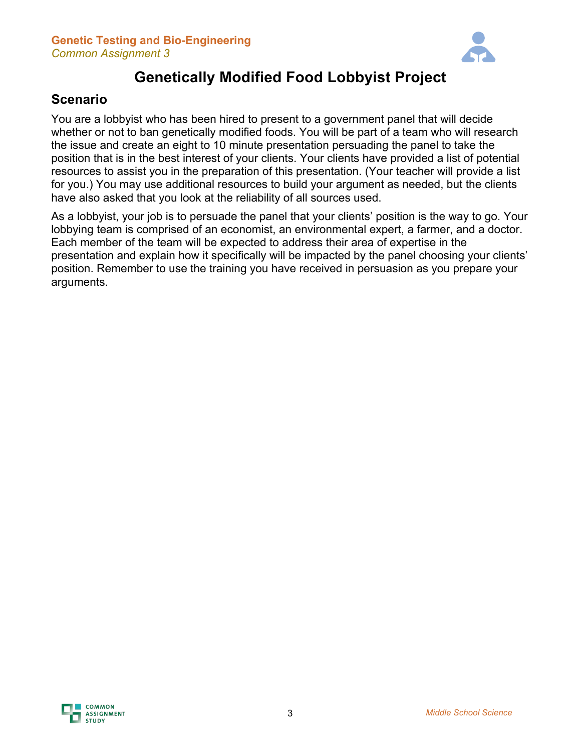# Genetically Modified Food Lobbyist Project

## Scenario

You are a lobbyist who has been hired to present to a government panel that will decide whether or not to ban genetically modified foods. You will be part of a team who will research the issue and create an eight to 10 minute presentation persuading the panel to take the position that is in the best interest of your clients. Your clients have provided a list of potential resources to assist you in the preparation of this presentation. (Your teacher will provide a list for you.) You may use additional resources to build your argument as needed, but the clients have also asked that you look at the reliability of all sources used.

As a lobbyist, your job is to persuade the panel that your clients' position is the way to go. Your lobbying team is comprised of an economist, an environmental expert, a farmer, and a doctor. Each member of the team will be expected to address their area of expertise in the presentation and explain how it specifically will be impacted by the panel choosing your clients' position. Remember to use the training you have received in persuasion as you prepare your arguments.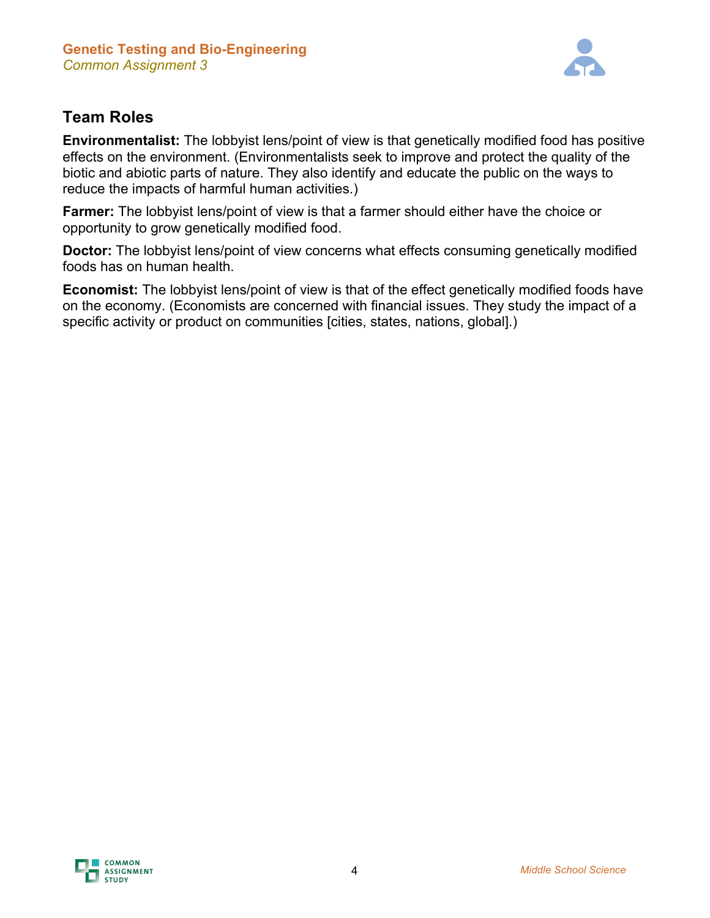## Team Roles

**Environmentalist:** The lobbyist lens/point of view is that genetically modified food has positive effects on the environment. (Environmentalists seek to improve and protect the quality of the biotic and abiotic parts of nature. They also identify and educate the public on the ways to reduce the impacts of harmful human activities.)

**Farmer:** The lobbyist lens/point of view is that a farmer should either have the choice or opportunity to grow genetically modified food.

**Doctor:** The lobbyist lens/point of view concerns what effects consuming genetically modified foods has on human health.

**Economist:** The lobbyist lens/point of view is that of the effect genetically modified foods have on the economy. (Economists are concerned with financial issues. They study the impact of a specific activity or product on communities [cities, states, nations, global].)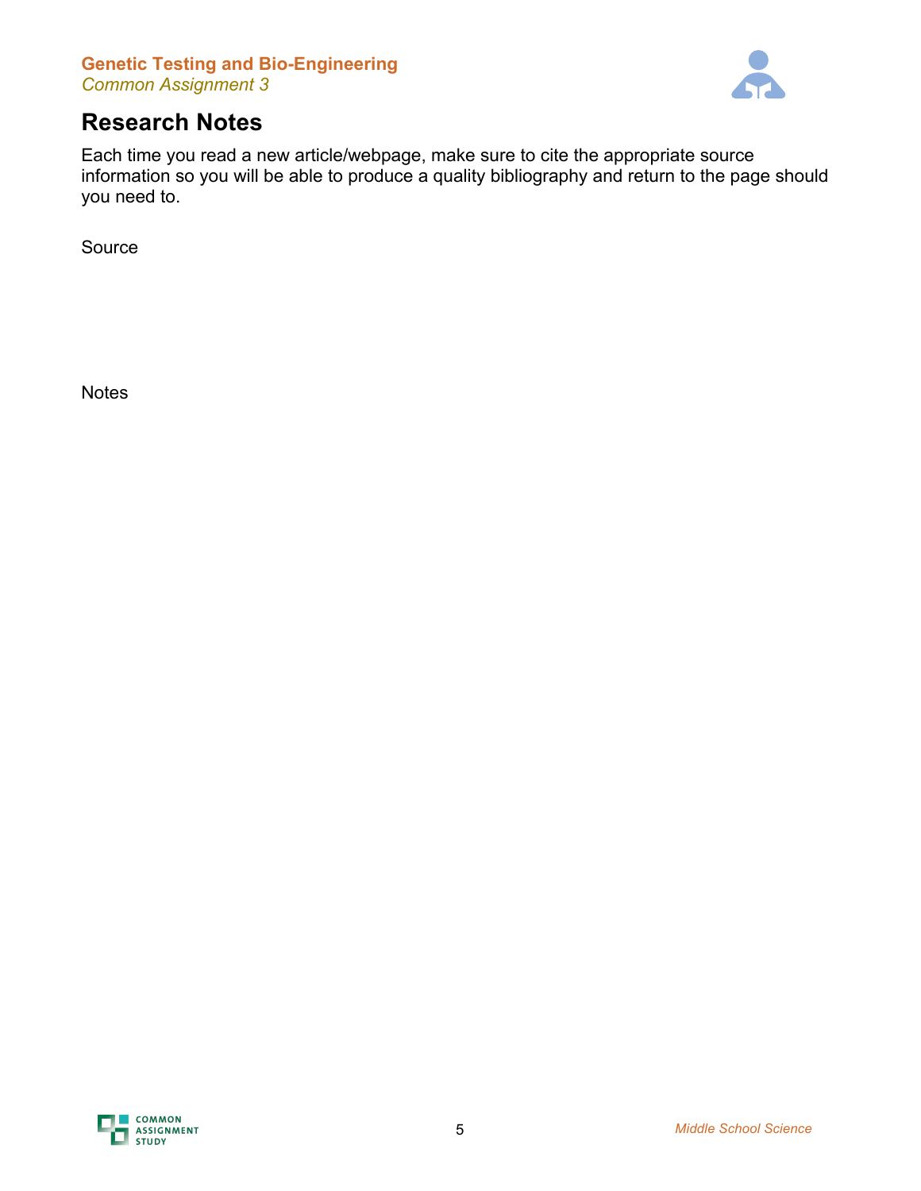# Research Notes

Each time you read a new article/webpage, make sure to cite the appropriate source information so you will be able to produce a quality bibliography and return to the page should you need to.

Source

Notes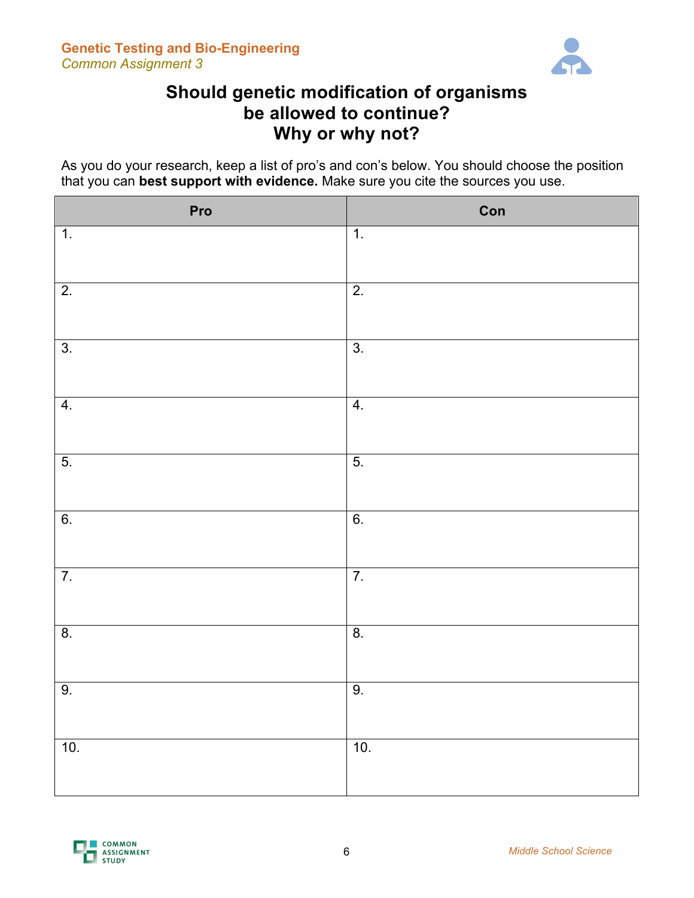Genetic Testing and Bio-Engineering

*Common Assignment 3*

# Should genetic modification of organisms be allowed to continue? Why or why not?

As you do your research, keep a list of pro's and con's below. You should choose the position that you can **best support with evidence.** Make sure you cite the sources you use.

| Pro | Con |
|---|---|
| 1. | 1. |
| 2. | 2. |
| 3. | 3. |
| 4. | 4. |
| 5. | 5. |
| 6. | 6. |
| 7. | 7. |
| 8. | 8. |
| 9. | 9. |
| 10. | 10. |